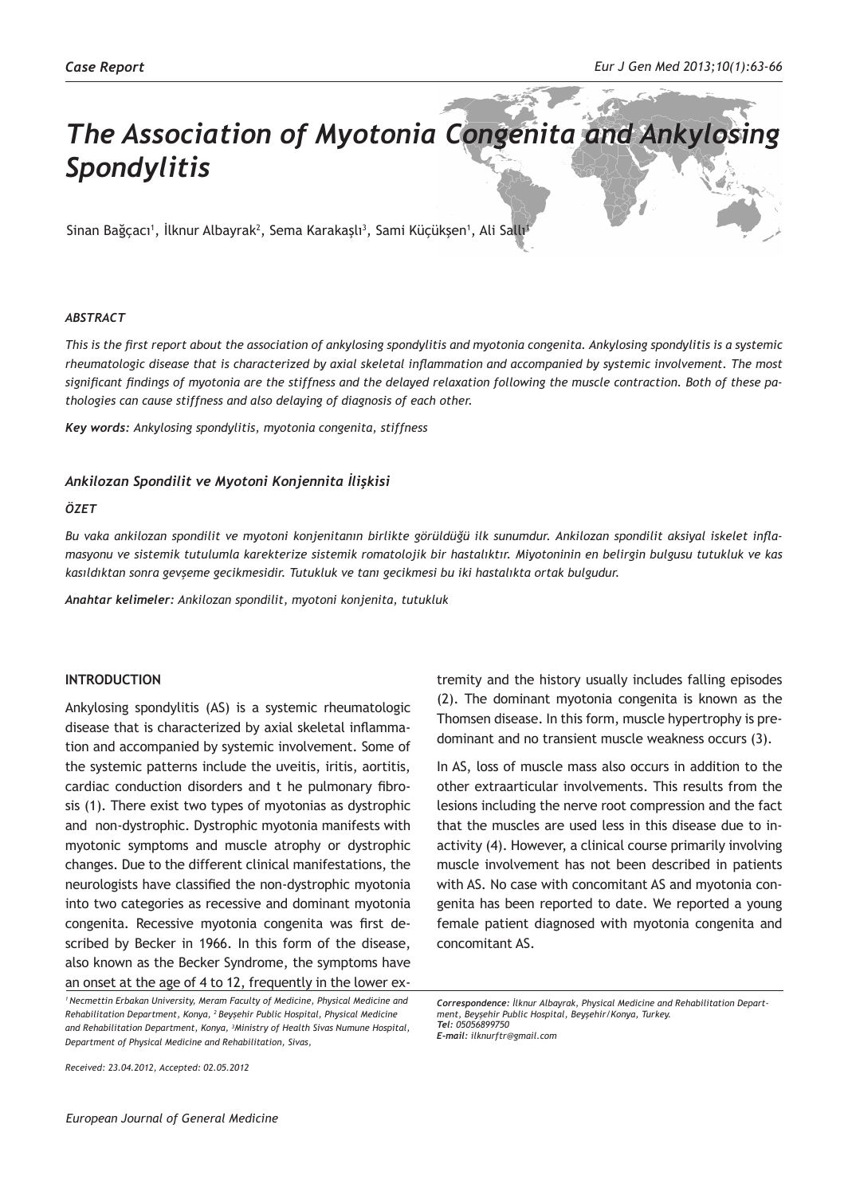*Case Report*

# *The Association of Myotonia Congenita and Ankylosing Spondylitis*

Sinan Bağçacı[1], İlknur Albayrak[2], Sema Karakaşlı[3], Sami Küçükşen[1], Ali Sallı[1]

### *ABSTRACT*

*This is the first report about the association of ankylosing spondylitis and myotonia congenita. Ankylosing spondylitis is a systemic rheumatologic disease that is characterized by axial skeletal inflammation and accompanied by systemic involvement. The most significant findings of myotonia are the stiffness and the delayed relaxation following the muscle contraction. Both of these pathologies can cause stiffness and also delaying of diagnosis of each other.*

***Key words**: Ankylosing spondylitis, myotonia congenita, stiffness*

### *Ankilozan Spondilit ve Myotoni Konjennita İlişkisi*

### *ÖZET*

*Bu vaka ankilozan spondilit ve myotoni konjenitanın birlikte görüldüğü ilk sunumdur. Ankilozan spondilit aksiyal iskelet inflamasyonu ve sistemik tutulumla karekterize sistemik romatolojik bir hastalıktır. Miyotoninin en belirgin bulgusu tutukluk ve kas kasıldıktan sonra gevşeme gecikmesidir. Tutukluk ve tanı gecikmesi bu iki hastalıkta ortak bulgudur.*

***Anahtar kelimeler**: Ankilozan spondilit, myotoni konjenita, tutukluk*

## INTRODUCTION

Ankylosing spondylitis (AS) is a systemic rheumatologic disease that is characterized by axial skeletal inflammation and accompanied by systemic involvement. Some of the systemic patterns include the uveitis, iritis, aortitis, cardiac conduction disorders and t he pulmonary fibrosis (1). There exist two types of myotonias as dystrophic and non-dystrophic. Dystrophic myotonia manifests with myotonic symptoms and muscle atrophy or dystrophic changes. Due to the different clinical manifestations, the neurologists have classified the non-dystrophic myotonia into two categories as recessive and dominant myotonia congenita. Recessive myotonia congenita was first described by Becker in 1966. In this form of the disease, also known as the Becker Syndrome, the symptoms have an onset at the age of 4 to 12, frequently in the lower extremity and the history usually includes falling episodes (2). The dominant myotonia congenita is known as the Thomsen disease. In this form, muscle hypertrophy is predominant and no transient muscle weakness occurs (3).

In AS, loss of muscle mass also occurs in addition to the other extraarticular involvements. This results from the lesions including the nerve root compression and the fact that the muscles are used less in this disease due to inactivity (4). However, a clinical course primarily involving muscle involvement has not been described in patients with AS. No case with concomitant AS and myotonia congenita has been reported to date. We reported a young female patient diagnosed with myotonia congenita and concomitant AS.

*[1] Necmettin Erbakan University, Meram Faculty of Medicine, Physical Medicine and Rehabilitation Department, Konya, [2] Beyşehir Public Hospital, Physical Medicine and Rehabilitation Department, Konya, [3] Ministry of Health Sivas Numune Hospital, Department of Physical Medicine and Rehabilitation, Sivas,*

*Received: 23.04.2012, Accepted: 02.05.2012*

***Correspondence:** İlknur Albayrak, Physical Medicine and Rehabilitation Department, Beyşehir Public Hospital, Beyşehir/Konya, Turkey.*
***Tel:** 05056899750*
***E-mail:** ilknurftr@gmail.com*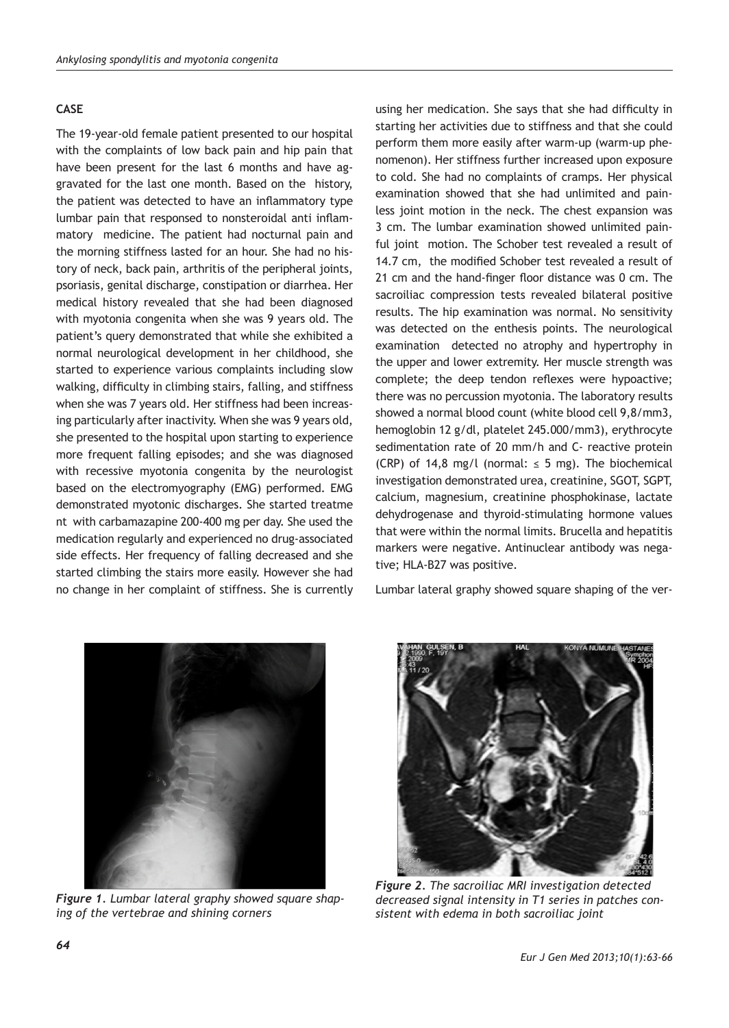## CASE

The 19-year-old female patient presented to our hospital with the complaints of low back pain and hip pain that have been present for the last 6 months and have aggravated for the last one month. Based on the history, the patient was detected to have an inflammatory type lumbar pain that responsed to nonsteroidal anti inflammatory medicine. The patient had nocturnal pain and the morning stiffness lasted for an hour. She had no history of neck, back pain, arthritis of the peripheral joints, psoriasis, genital discharge, constipation or diarrhea. Her medical history revealed that she had been diagnosed with myotonia congenita when she was 9 years old. The patient's query demonstrated that while she exhibited a normal neurological development in her childhood, she started to experience various complaints including slow walking, difficulty in climbing stairs, falling, and stiffness when she was 7 years old. Her stiffness had been increasing particularly after inactivity. When she was 9 years old, she presented to the hospital upon starting to experience more frequent falling episodes; and she was diagnosed with recessive myotonia congenita by the neurologist based on the electromyography (EMG) performed. EMG demonstrated myotonic discharges. She started treatme nt with carbamazapine 200-400 mg per day. She used the medication regularly and experienced no drug-associated side effects. Her frequency of falling decreased and she started climbing the stairs more easily. However she had no change in her complaint of stiffness. She is currently using her medication. She says that she had difficulty in starting her activities due to stiffness and that she could perform them more easily after warm-up (warm-up phenomenon). Her stiffness further increased upon exposure to cold. She had no complaints of cramps. Her physical examination showed that she had unlimited and painless joint motion in the neck. The chest expansion was 3 cm. The lumbar examination showed unlimited painful joint motion. The Schober test revealed a result of 14.7 cm, the modified Schober test revealed a result of 21 cm and the hand-finger floor distance was 0 cm. The sacroiliac compression tests revealed bilateral positive results. The hip examination was normal. No sensitivity was detected on the enthesis points. The neurological examination detected no atrophy and hypertrophy in the upper and lower extremity. Her muscle strength was complete; the deep tendon reflexes were hypoactive; there was no percussion myotonia. The laboratory results showed a normal blood count (white blood cell 9,8/mm3, hemoglobin 12 g/dl, platelet 245.000/mm3), erythrocyte sedimentation rate of 20 mm/h and C- reactive protein (CRP) of 14,8 mg/l (normal: ≤ 5 mg). The biochemical investigation demonstrated urea, creatinine, SGOT, SGPT, calcium, magnesium, creatinine phosphokinase, lactate dehydrogenase and thyroid-stimulating hormone values that were within the normal limits. Brucella and hepatitis markers were negative. Antinuclear antibody was negative; HLA-B27 was positive.

Lumbar lateral graphy showed square shaping of the ver-

*Figure 1. Lumbar lateral graphy showed square shaping of the vertebrae and shining corners*

*Figure 2. The sacroiliac MRI investigation detected decreased signal intensity in T1 series in patches consistent with edema in both sacroiliac joint*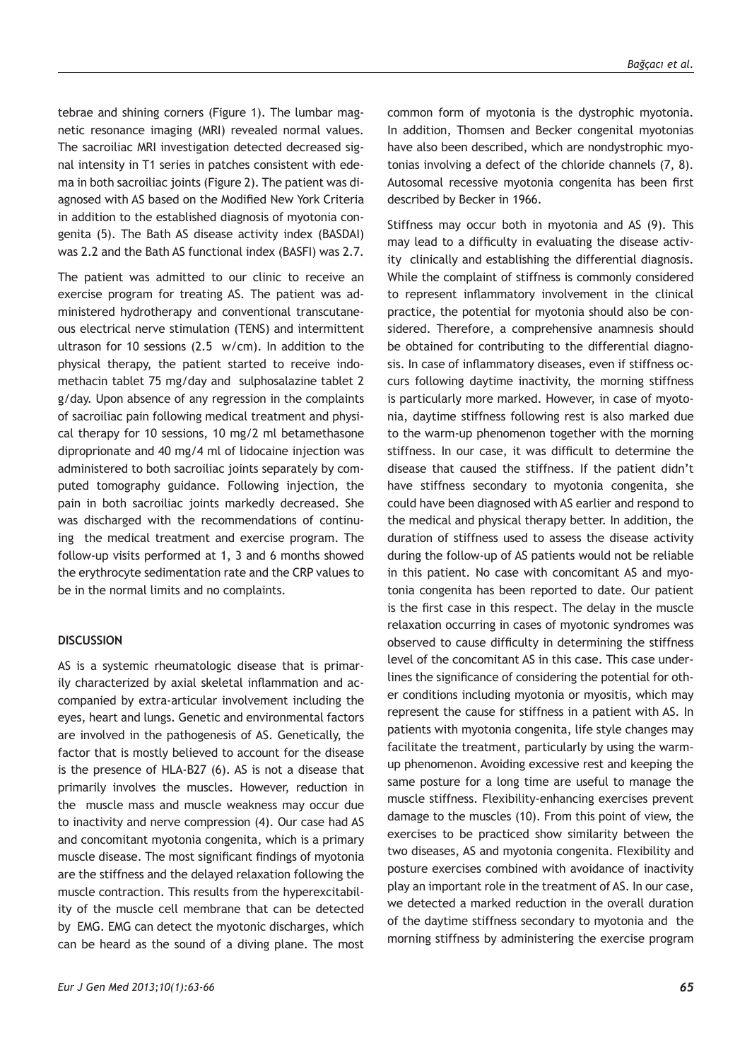tebrae and shining corners (Figure 1). The lumbar magnetic resonance imaging (MRI) revealed normal values. The sacroiliac MRI investigation detected decreased signal intensity in T1 series in patches consistent with edema in both sacroiliac joints (Figure 2). The patient was diagnosed with AS based on the Modified New York Criteria in addition to the established diagnosis of myotonia congenita (5). The Bath AS disease activity index (BASDAI) was 2.2 and the Bath AS functional index (BASFI) was 2.7.

The patient was admitted to our clinic to receive an exercise program for treating AS. The patient was administered hydrotherapy and conventional transcutaneous electrical nerve stimulation (TENS) and intermittent ultrason for 10 sessions (2.5 w/cm). In addition to the physical therapy, the patient started to receive indomethacin tablet 75 mg/day and sulphosalazine tablet 2 g/day. Upon absence of any regression in the complaints of sacroiliac pain following medical treatment and physical therapy for 10 sessions, 10 mg/2 ml betamethasone diproprionate and 40 mg/4 ml of lidocaine injection was administered to both sacroiliac joints separately by computed tomography guidance. Following injection, the pain in both sacroiliac joints markedly decreased. She was discharged with the recommendations of continuing the medical treatment and exercise program. The follow-up visits performed at 1, 3 and 6 months showed the erythrocyte sedimentation rate and the CRP values to be in the normal limits and no complaints.

## DISCUSSION

AS is a systemic rheumatologic disease that is primarily characterized by axial skeletal inflammation and accompanied by extra-articular involvement including the eyes, heart and lungs. Genetic and environmental factors are involved in the pathogenesis of AS. Genetically, the factor that is mostly believed to account for the disease is the presence of HLA-B27 (6). AS is not a disease that primarily involves the muscles. However, reduction in the muscle mass and muscle weakness may occur due to inactivity and nerve compression (4). Our case had AS and concomitant myotonia congenita, which is a primary muscle disease. The most significant findings of myotonia are the stiffness and the delayed relaxation following the muscle contraction. This results from the hyperexcitability of the muscle cell membrane that can be detected by EMG. EMG can detect the myotonic discharges, which can be heard as the sound of a diving plane. The most common form of myotonia is the dystrophic myotonia. In addition, Thomsen and Becker congenital myotonias have also been described, which are nondystrophic myotonias involving a defect of the chloride channels (7, 8). Autosomal recessive myotonia congenita has been first described by Becker in 1966.

Stiffness may occur both in myotonia and AS (9). This may lead to a difficulty in evaluating the disease activity clinically and establishing the differential diagnosis. While the complaint of stiffness is commonly considered to represent inflammatory involvement in the clinical practice, the potential for myotonia should also be considered. Therefore, a comprehensive anamnesis should be obtained for contributing to the differential diagnosis. In case of inflammatory diseases, even if stiffness occurs following daytime inactivity, the morning stiffness is particularly more marked. However, in case of myotonia, daytime stiffness following rest is also marked due to the warm-up phenomenon together with the morning stiffness. In our case, it was difficult to determine the disease that caused the stiffness. If the patient didn't have stiffness secondary to myotonia congenita, she could have been diagnosed with AS earlier and respond to the medical and physical therapy better. In addition, the duration of stiffness used to assess the disease activity during the follow-up of AS patients would not be reliable in this patient. No case with concomitant AS and myotonia congenita has been reported to date. Our patient is the first case in this respect. The delay in the muscle relaxation occurring in cases of myotonic syndromes was observed to cause difficulty in determining the stiffness level of the concomitant AS in this case. This case underlines the significance of considering the potential for other conditions including myotonia or myositis, which may represent the cause for stiffness in a patient with AS. In patients with myotonia congenita, life style changes may facilitate the treatment, particularly by using the warm-up phenomenon. Avoiding excessive rest and keeping the same posture for a long time are useful to manage the muscle stiffness. Flexibility-enhancing exercises prevent damage to the muscles (10). From this point of view, the exercises to be practiced show similarity between the two diseases, AS and myotonia congenita. Flexibility and posture exercises combined with avoidance of inactivity play an important role in the treatment of AS. In our case, we detected a marked reduction in the overall duration of the daytime stiffness secondary to myotonia and the morning stiffness by administering the exercise program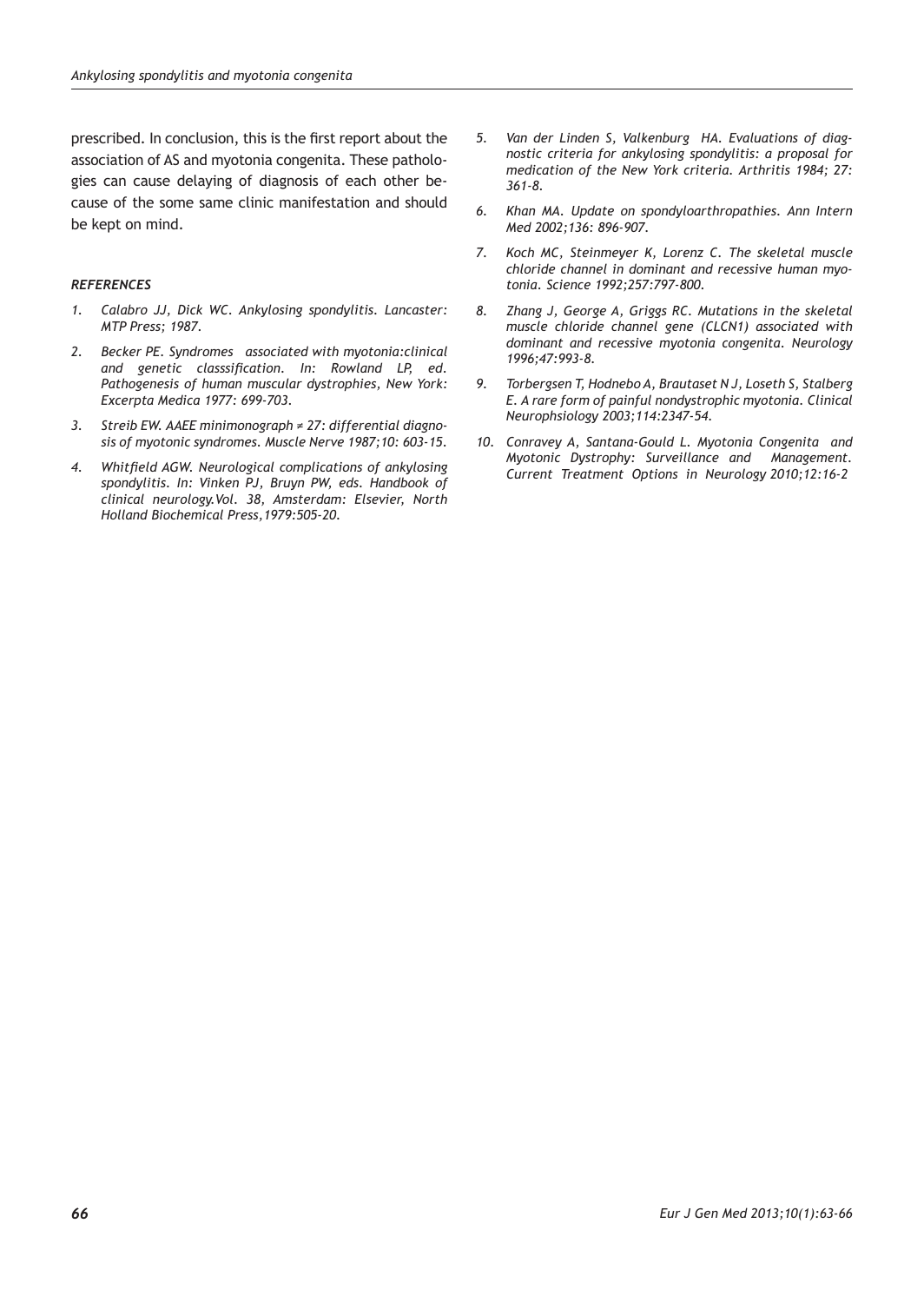prescribed. In conclusion, this is the first report about the association of AS and myotonia congenita. These pathologies can cause delaying of diagnosis of each other because of the some same clinic manifestation and should be kept on mind.

### *REFERENCES*

1. *Calabro JJ, Dick WC. Ankylosing spondylitis. Lancaster: MTP Press; 1987.*
2. *Becker PE. Syndromes associated with myotonia:clinical and genetic classsification. In: Rowland LP, ed. Pathogenesis of human muscular dystrophies, New York: Excerpta Medica 1977: 699-703.*
3. *Streib EW. AAEE minimonograph ≠ 27: differential diagnosis of myotonic syndromes. Muscle Nerve 1987;10: 603-15.*
4. *Whitfield AGW. Neurological complications of ankylosing spondylitis. In: Vinken PJ, Bruyn PW, eds. Handbook of clinical neurology.Vol. 38, Amsterdam: Elsevier, North Holland Biochemical Press,1979:505-20.*
5. *Van der Linden S, Valkenburg HA. Evaluations of diagnostic criteria for ankylosing spondylitis: a proposal for medication of the New York criteria. Arthritis 1984; 27: 361-8.*
6. *Khan MA. Update on spondyloarthropathies. Ann Intern Med 2002;136: 896-907.*
7. *Koch MC, Steinmeyer K, Lorenz C. The skeletal muscle chloride channel in dominant and recessive human myotonia. Science 1992;257:797-800.*
8. *Zhang J, George A, Griggs RC. Mutations in the skeletal muscle chloride channel gene (CLCN1) associated with dominant and recessive myotonia congenita. Neurology 1996;47:993-8.*
9. *Torbergsen T, Hodnebo A, Brautaset N J, Loseth S, Stalberg E. A rare form of painful nondystrophic myotonia. Clinical Neurophsiology 2003;114:2347-54.*
10. *Conravey A, Santana-Gould L. Myotonia Congenita and Myotonic Dystrophy: Surveillance and Management. Current Treatment Options in Neurology 2010;12:16-2*